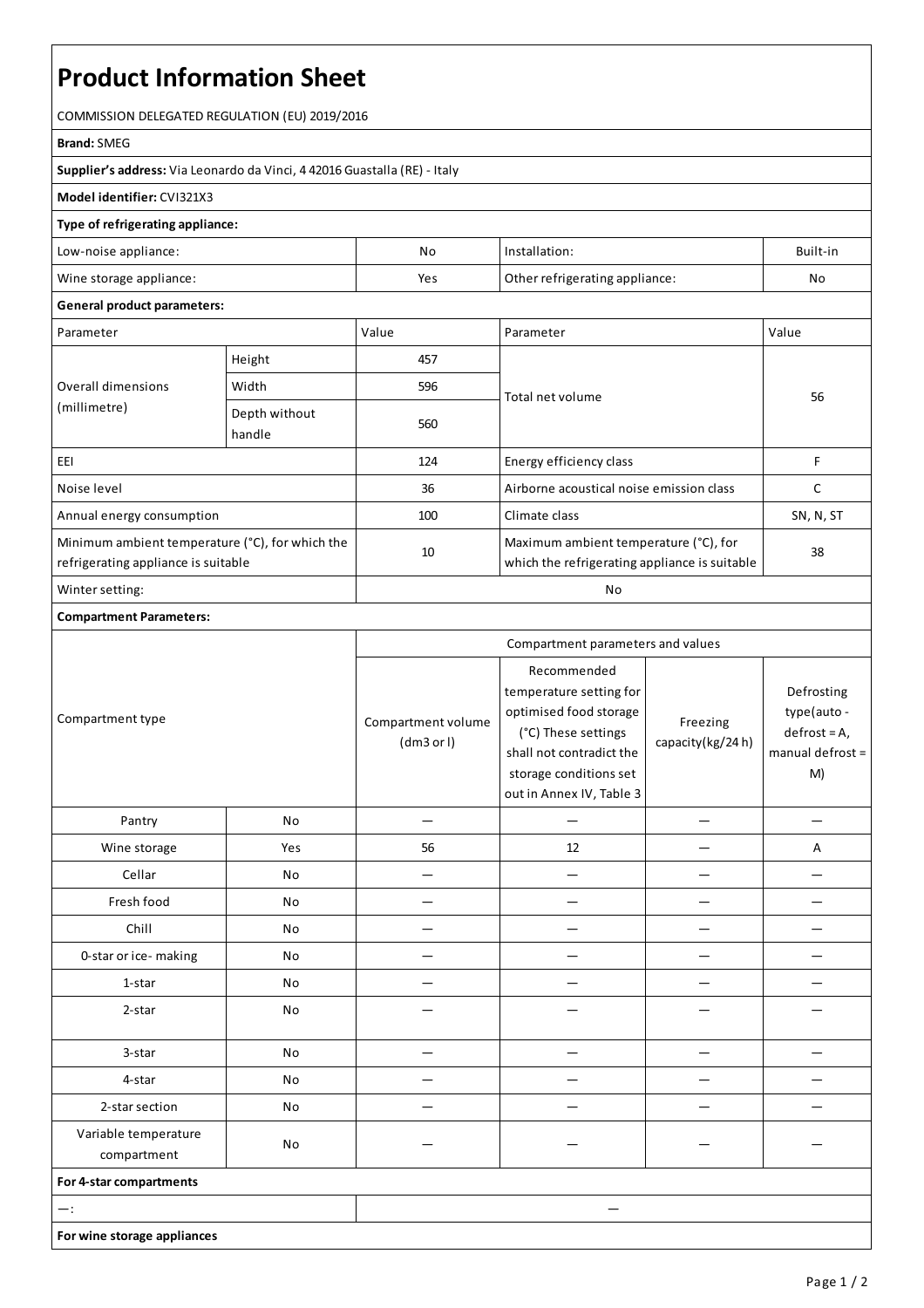# Product Information Sheet

COMMISSION DELEGATED REGULATION (EU) 2019/2016

**Brand:** SMEG

**Supplier's address:** Via Leonardo da Vinci, 4 42016 Guastalla (RE) - Italy

**Model identifier:** CVI321X3

**Type of refrigerating appliance:**

| | | | |
|---|---|---|---|
| Low-noise appliance: | No | Installation: | Built-in |
| Wine storage appliance: | Yes | Other refrigerating appliance: | No |

**General product parameters:**

| Parameter | | Value | Parameter | Value |
|---|---|---|---|---|
| Overall dimensions (millimetre) | Height | 457 | Total net volume | 56 |
| | Width | 596 | | |
| | Depth without handle | 560 | | |
| EEI | | 124 | Energy efficiency class | F |
| Noise level | | 36 | Airborne acoustical noise emission class | C |
| Annual energy consumption | | 100 | Climate class | SN, N, ST |
| Minimum ambient temperature (°C), for which the refrigerating appliance is suitable | | 10 | Maximum ambient temperature (°C), for which the refrigerating appliance is suitable | 38 |
| Winter setting: | | No | | |

**Compartment Parameters:**

| Compartment type | | Compartment volume (dm3 or l) | Recommended temperature setting for optimised food storage (°C) These settings shall not contradict the storage conditions set out in Annex IV, Table 3 | Freezing capacity(kg/24 h) | Defrosting type(auto - defrost = A, manual defrost = M) |
|---|---|---|---|---|---|
| Pantry | No | — | — | — | — |
| Wine storage | Yes | 56 | 12 | — | A |
| Cellar | No | — | — | — | — |
| Fresh food | No | — | — | — | — |
| Chill | No | — | — | — | — |
| 0-star or ice- making | No | — | — | — | — |
| 1-star | No | — | — | — | — |
| 2-star | No | — | — | — | — |
| 3-star | No | — | — | — | — |
| 4-star | No | — | — | — | — |
| 2-star section | No | — | — | — | — |
| Variable temperature compartment | No | — | — | — | — |

**For 4-star compartments**

| | |
|---|---|
| —: | — |

**For wine storage appliances**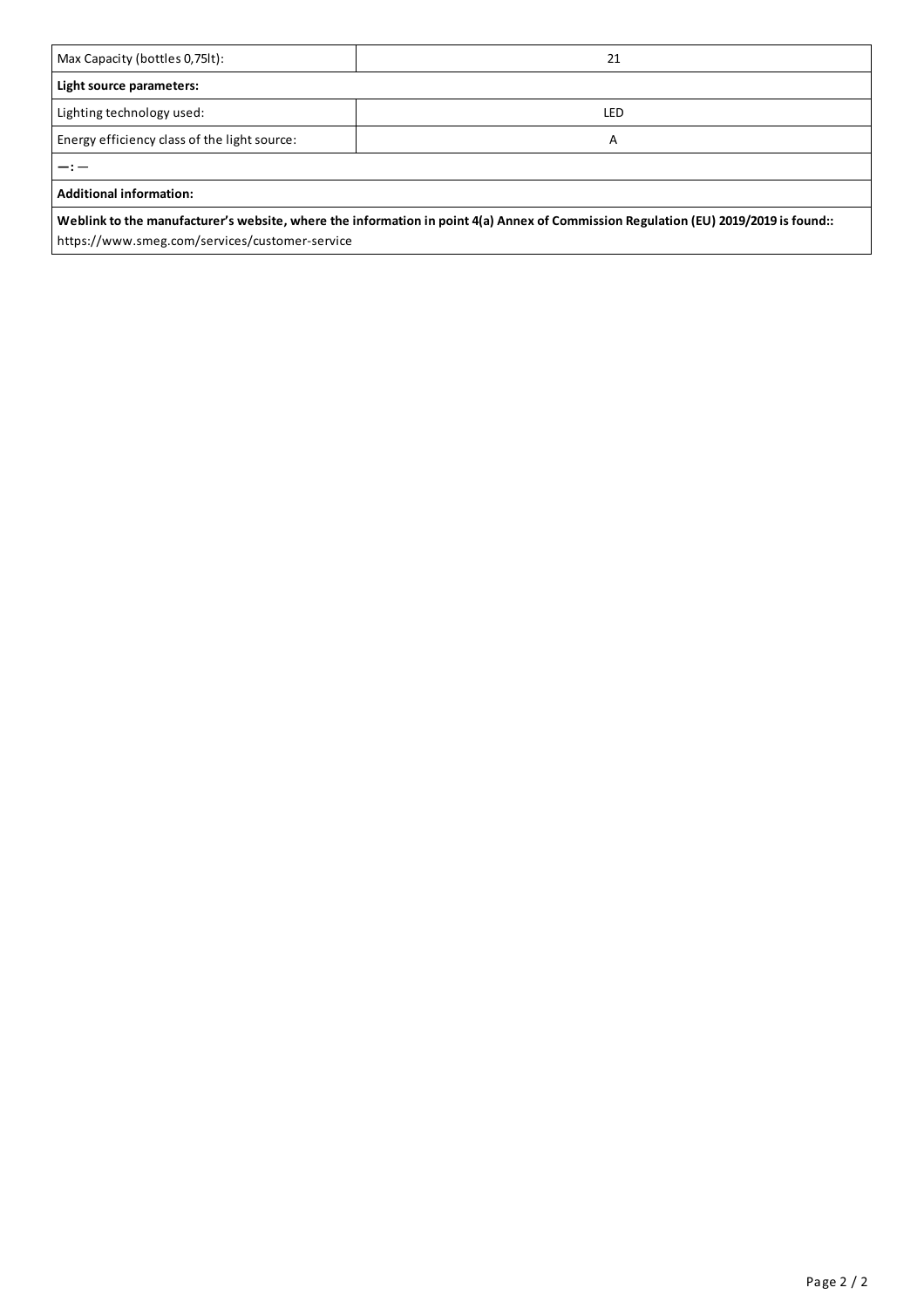| | |
|---|---|
| Max Capacity (bottles 0,75lt): | 21 |
| **Light source parameters:** | |
| Lighting technology used: | LED |
| Energy efficiency class of the light source: | A |
| —: — | |
| **Additional information:** | |
| **Weblink to the manufacturer's website, where the information in point 4(a) Annex of Commission Regulation (EU) 2019/2019 is found::** https://www.smeg.com/services/customer-service | |